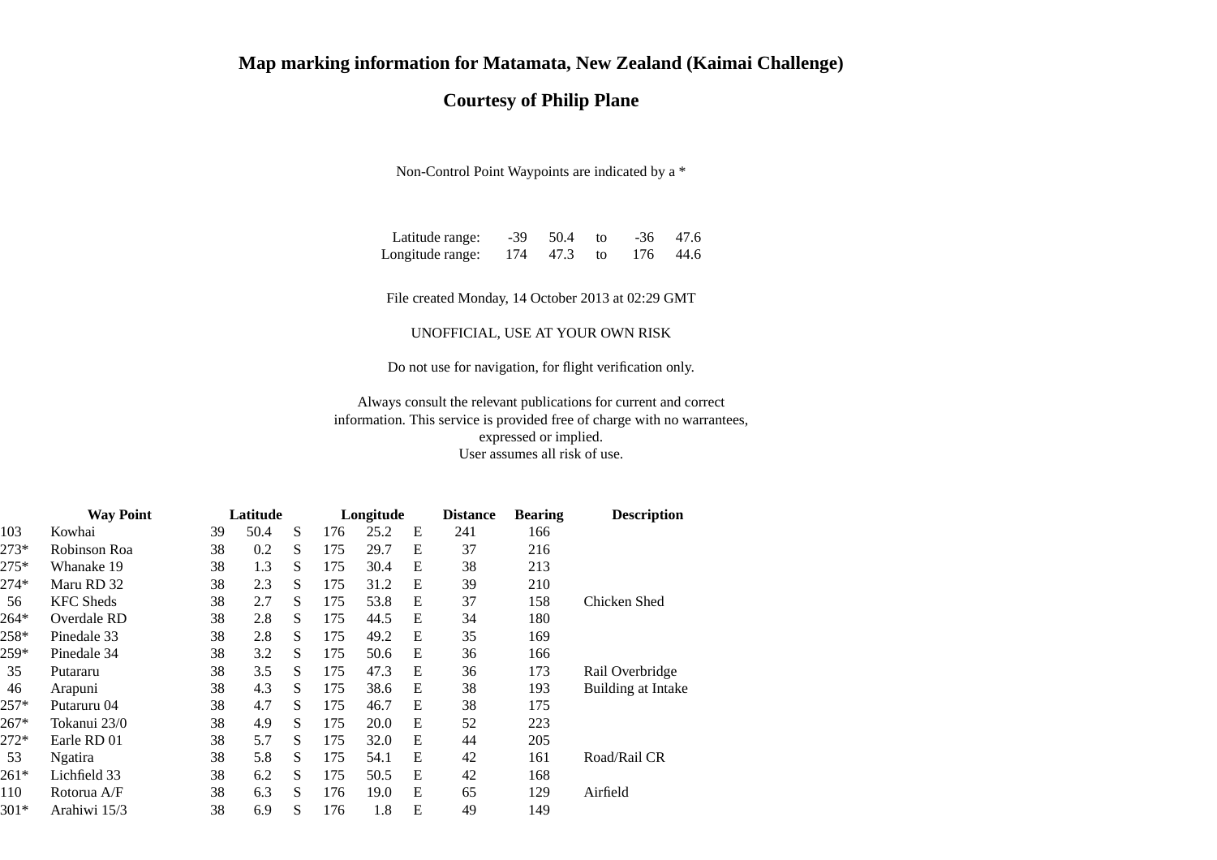## Map marking information for Matamata, New Zealand (Kaimai Challenge)

## Courtesy of Philip Plane

Non-Control Point Waypoints are indicated by a *

| | | | | | |
|---|---|---|---|---|---|
| Latitude range: | -39 | 50.4 | to | -36 | 47.6 |
| Longitude range: | 174 | 47.3 | to | 176 | 44.6 |

File created Monday, 14 October 2013 at 02:29 GMT

UNOFFICIAL, USE AT YOUR OWN RISK

Do not use for navigation, for flight verification only.

Always consult the relevant publications for current and correct information. This service is provided free of charge with no warrantees, expressed or implied.
User assumes all risk of use.

| | Way Point | Latitude | | | Longitude | | | Distance | Bearing | Description |
|---|---|---|---|---|---|---|---|---|---|---|
| 103 | Kowhai | 39 | 50.4 | S | 176 | 25.2 | E | 241 | 166 | |
| 273* | Robinson Roa | 38 | 0.2 | S | 175 | 29.7 | E | 37 | 216 | |
| 275* | Whanake 19 | 38 | 1.3 | S | 175 | 30.4 | E | 38 | 213 | |
| 274* | Maru RD 32 | 38 | 2.3 | S | 175 | 31.2 | E | 39 | 210 | |
| 56 | KFC Sheds | 38 | 2.7 | S | 175 | 53.8 | E | 37 | 158 | Chicken Shed |
| 264* | Overdale RD | 38 | 2.8 | S | 175 | 44.5 | E | 34 | 180 | |
| 258* | Pinedale 33 | 38 | 2.8 | S | 175 | 49.2 | E | 35 | 169 | |
| 259* | Pinedale 34 | 38 | 3.2 | S | 175 | 50.6 | E | 36 | 166 | |
| 35 | Putararu | 38 | 3.5 | S | 175 | 47.3 | E | 36 | 173 | Rail Overbridge |
| 46 | Arapuni | 38 | 4.3 | S | 175 | 38.6 | E | 38 | 193 | Building at Intake |
| 257* | Putaruru 04 | 38 | 4.7 | S | 175 | 46.7 | E | 38 | 175 | |
| 267* | Tokanui 23/0 | 38 | 4.9 | S | 175 | 20.0 | E | 52 | 223 | |
| 272* | Earle RD 01 | 38 | 5.7 | S | 175 | 32.0 | E | 44 | 205 | |
| 53 | Ngatira | 38 | 5.8 | S | 175 | 54.1 | E | 42 | 161 | Road/Rail CR |
| 261* | Lichfield 33 | 38 | 6.2 | S | 175 | 50.5 | E | 42 | 168 | |
| 110 | Rotorua A/F | 38 | 6.3 | S | 176 | 19.0 | E | 65 | 129 | Airfield |
| 301* | Arahiwi 15/3 | 38 | 6.9 | S | 176 | 1.8 | E | 49 | 149 | |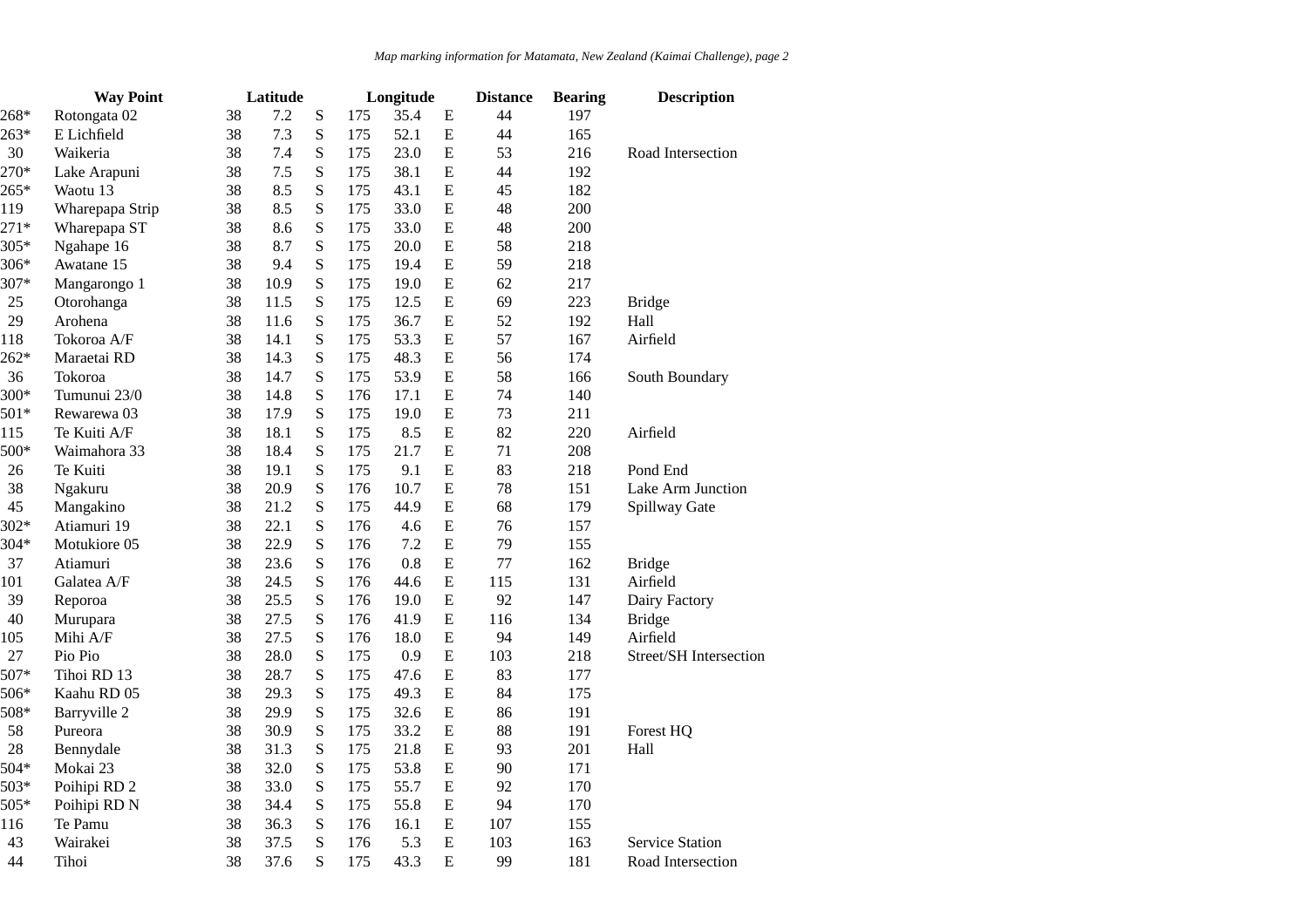| Way Point | | Latitude | | | Longitude | | | Distance | Bearing | Description |
|---|---|---|---|---|---|---|---|---|---|---|
| 268* | Rotongata 02 | 38 | 7.2 | S | 175 | 35.4 | E | 44 | 197 | |
| 263* | E Lichfield | 38 | 7.3 | S | 175 | 52.1 | E | 44 | 165 | |
| 30 | Waikeria | 38 | 7.4 | S | 175 | 23.0 | E | 53 | 216 | Road Intersection |
| 270* | Lake Arapuni | 38 | 7.5 | S | 175 | 38.1 | E | 44 | 192 | |
| 265* | Waotu 13 | 38 | 8.5 | S | 175 | 43.1 | E | 45 | 182 | |
| 119 | Wharepapa Strip | 38 | 8.5 | S | 175 | 33.0 | E | 48 | 200 | |
| 271* | Wharepapa ST | 38 | 8.6 | S | 175 | 33.0 | E | 48 | 200 | |
| 305* | Ngahape 16 | 38 | 8.7 | S | 175 | 20.0 | E | 58 | 218 | |
| 306* | Awatane 15 | 38 | 9.4 | S | 175 | 19.4 | E | 59 | 218 | |
| 307* | Mangarongo 1 | 38 | 10.9 | S | 175 | 19.0 | E | 62 | 217 | |
| 25 | Otorohanga | 38 | 11.5 | S | 175 | 12.5 | E | 69 | 223 | Bridge |
| 29 | Arohena | 38 | 11.6 | S | 175 | 36.7 | E | 52 | 192 | Hall |
| 118 | Tokoroa A/F | 38 | 14.1 | S | 175 | 53.3 | E | 57 | 167 | Airfield |
| 262* | Maraetai RD | 38 | 14.3 | S | 175 | 48.3 | E | 56 | 174 | |
| 36 | Tokoroa | 38 | 14.7 | S | 175 | 53.9 | E | 58 | 166 | South Boundary |
| 300* | Tumunui 23/0 | 38 | 14.8 | S | 176 | 17.1 | E | 74 | 140 | |
| 501* | Rewarewa 03 | 38 | 17.9 | S | 175 | 19.0 | E | 73 | 211 | |
| 115 | Te Kuiti A/F | 38 | 18.1 | S | 175 | 8.5 | E | 82 | 220 | Airfield |
| 500* | Waimahora 33 | 38 | 18.4 | S | 175 | 21.7 | E | 71 | 208 | |
| 26 | Te Kuiti | 38 | 19.1 | S | 175 | 9.1 | E | 83 | 218 | Pond End |
| 38 | Ngakuru | 38 | 20.9 | S | 176 | 10.7 | E | 78 | 151 | Lake Arm Junction |
| 45 | Mangakino | 38 | 21.2 | S | 175 | 44.9 | E | 68 | 179 | Spillway Gate |
| 302* | Atiamuri 19 | 38 | 22.1 | S | 176 | 4.6 | E | 76 | 157 | |
| 304* | Motukiore 05 | 38 | 22.9 | S | 176 | 7.2 | E | 79 | 155 | |
| 37 | Atiamuri | 38 | 23.6 | S | 176 | 0.8 | E | 77 | 162 | Bridge |
| 101 | Galatea A/F | 38 | 24.5 | S | 176 | 44.6 | E | 115 | 131 | Airfield |
| 39 | Reporoa | 38 | 25.5 | S | 176 | 19.0 | E | 92 | 147 | Dairy Factory |
| 40 | Murupara | 38 | 27.5 | S | 176 | 41.9 | E | 116 | 134 | Bridge |
| 105 | Mihi A/F | 38 | 27.5 | S | 176 | 18.0 | E | 94 | 149 | Airfield |
| 27 | Pio Pio | 38 | 28.0 | S | 175 | 0.9 | E | 103 | 218 | Street/SH Intersection |
| 507* | Tihoi RD 13 | 38 | 28.7 | S | 175 | 47.6 | E | 83 | 177 | |
| 506* | Kaahu RD 05 | 38 | 29.3 | S | 175 | 49.3 | E | 84 | 175 | |
| 508* | Barryville 2 | 38 | 29.9 | S | 175 | 32.6 | E | 86 | 191 | |
| 58 | Pureora | 38 | 30.9 | S | 175 | 33.2 | E | 88 | 191 | Forest HQ |
| 28 | Bennydale | 38 | 31.3 | S | 175 | 21.8 | E | 93 | 201 | Hall |
| 504* | Mokai 23 | 38 | 32.0 | S | 175 | 53.8 | E | 90 | 171 | |
| 503* | Poihipi RD 2 | 38 | 33.0 | S | 175 | 55.7 | E | 92 | 170 | |
| 505* | Poihipi RD N | 38 | 34.4 | S | 175 | 55.8 | E | 94 | 170 | |
| 116 | Te Pamu | 38 | 36.3 | S | 176 | 16.1 | E | 107 | 155 | |
| 43 | Wairakei | 38 | 37.5 | S | 176 | 5.3 | E | 103 | 163 | Service Station |
| 44 | Tihoi | 38 | 37.6 | S | 175 | 43.3 | E | 99 | 181 | Road Intersection |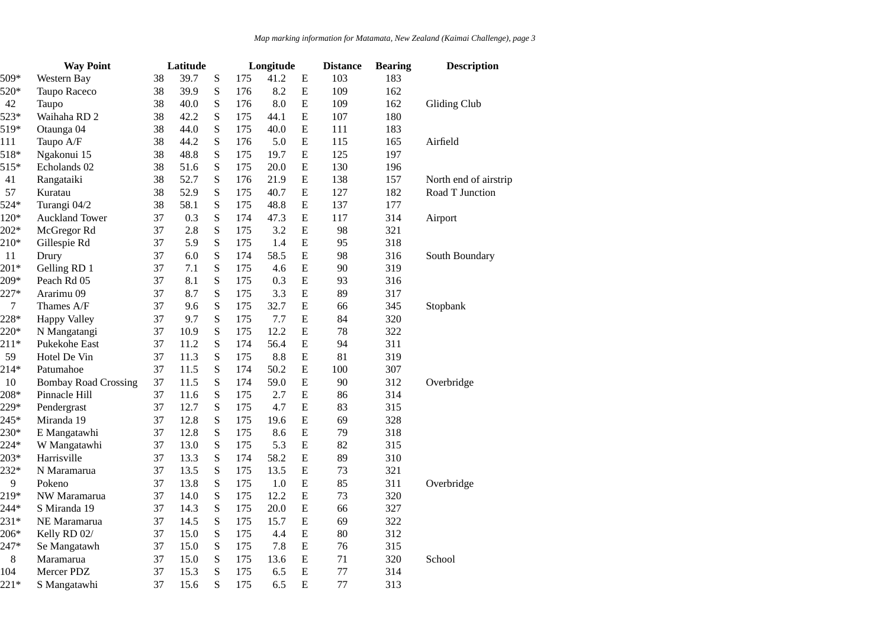| Way Point | | Latitude | | | Longitude | | | Distance | Bearing | Description |
|---|---|---|---|---|---|---|---|---|---|---|
| 509* | Western Bay | 38 | 39.7 | S | 175 | 41.2 | E | 103 | 183 | |
| 520* | Taupo Raceco | 38 | 39.9 | S | 176 | 8.2 | E | 109 | 162 | |
| 42 | Taupo | 38 | 40.0 | S | 176 | 8.0 | E | 109 | 162 | Gliding Club |
| 523* | Waihaha RD 2 | 38 | 42.2 | S | 175 | 44.1 | E | 107 | 180 | |
| 519* | Otaunga 04 | 38 | 44.0 | S | 175 | 40.0 | E | 111 | 183 | |
| 111 | Taupo A/F | 38 | 44.2 | S | 176 | 5.0 | E | 115 | 165 | Airfield |
| 518* | Ngakonui 15 | 38 | 48.8 | S | 175 | 19.7 | E | 125 | 197 | |
| 515* | Echolands 02 | 38 | 51.6 | S | 175 | 20.0 | E | 130 | 196 | |
| 41 | Rangataiki | 38 | 52.7 | S | 176 | 21.9 | E | 138 | 157 | North end of airstrip |
| 57 | Kuratau | 38 | 52.9 | S | 175 | 40.7 | E | 127 | 182 | Road T Junction |
| 524* | Turangi 04/2 | 38 | 58.1 | S | 175 | 48.8 | E | 137 | 177 | |
| 120* | Auckland Tower | 37 | 0.3 | S | 174 | 47.3 | E | 117 | 314 | Airport |
| 202* | McGregor Rd | 37 | 2.8 | S | 175 | 3.2 | E | 98 | 321 | |
| 210* | Gillespie Rd | 37 | 5.9 | S | 175 | 1.4 | E | 95 | 318 | |
| 11 | Drury | 37 | 6.0 | S | 174 | 58.5 | E | 98 | 316 | South Boundary |
| 201* | Gelling RD 1 | 37 | 7.1 | S | 175 | 4.6 | E | 90 | 319 | |
| 209* | Peach Rd 05 | 37 | 8.1 | S | 175 | 0.3 | E | 93 | 316 | |
| 227* | Ararimu 09 | 37 | 8.7 | S | 175 | 3.3 | E | 89 | 317 | |
| 7 | Thames A/F | 37 | 9.6 | S | 175 | 32.7 | E | 66 | 345 | Stopbank |
| 228* | Happy Valley | 37 | 9.7 | S | 175 | 7.7 | E | 84 | 320 | |
| 220* | N Mangatangi | 37 | 10.9 | S | 175 | 12.2 | E | 78 | 322 | |
| 211* | Pukekohe East | 37 | 11.2 | S | 174 | 56.4 | E | 94 | 311 | |
| 59 | Hotel De Vin | 37 | 11.3 | S | 175 | 8.8 | E | 81 | 319 | |
| 214* | Patumahoe | 37 | 11.5 | S | 174 | 50.2 | E | 100 | 307 | |
| 10 | Bombay Road Crossing | 37 | 11.5 | S | 174 | 59.0 | E | 90 | 312 | Overbridge |
| 208* | Pinnacle Hill | 37 | 11.6 | S | 175 | 2.7 | E | 86 | 314 | |
| 229* | Pendergrast | 37 | 12.7 | S | 175 | 4.7 | E | 83 | 315 | |
| 245* | Miranda 19 | 37 | 12.8 | S | 175 | 19.6 | E | 69 | 328 | |
| 230* | E Mangatawhi | 37 | 12.8 | S | 175 | 8.6 | E | 79 | 318 | |
| 224* | W Mangatawhi | 37 | 13.0 | S | 175 | 5.3 | E | 82 | 315 | |
| 203* | Harrisville | 37 | 13.3 | S | 174 | 58.2 | E | 89 | 310 | |
| 232* | N Maramarua | 37 | 13.5 | S | 175 | 13.5 | E | 73 | 321 | |
| 9 | Pokeno | 37 | 13.8 | S | 175 | 1.0 | E | 85 | 311 | Overbridge |
| 219* | NW Maramarua | 37 | 14.0 | S | 175 | 12.2 | E | 73 | 320 | |
| 244* | S Miranda 19 | 37 | 14.3 | S | 175 | 20.0 | E | 66 | 327 | |
| 231* | NE Maramarua | 37 | 14.5 | S | 175 | 15.7 | E | 69 | 322 | |
| 206* | Kelly RD 02/ | 37 | 15.0 | S | 175 | 4.4 | E | 80 | 312 | |
| 247* | Se Mangatawh | 37 | 15.0 | S | 175 | 7.8 | E | 76 | 315 | |
| 8 | Maramarua | 37 | 15.0 | S | 175 | 13.6 | E | 71 | 320 | School |
| 104 | Mercer PDZ | 37 | 15.3 | S | 175 | 6.5 | E | 77 | 314 | |
| 221* | S Mangatawhi | 37 | 15.6 | S | 175 | 6.5 | E | 77 | 313 | |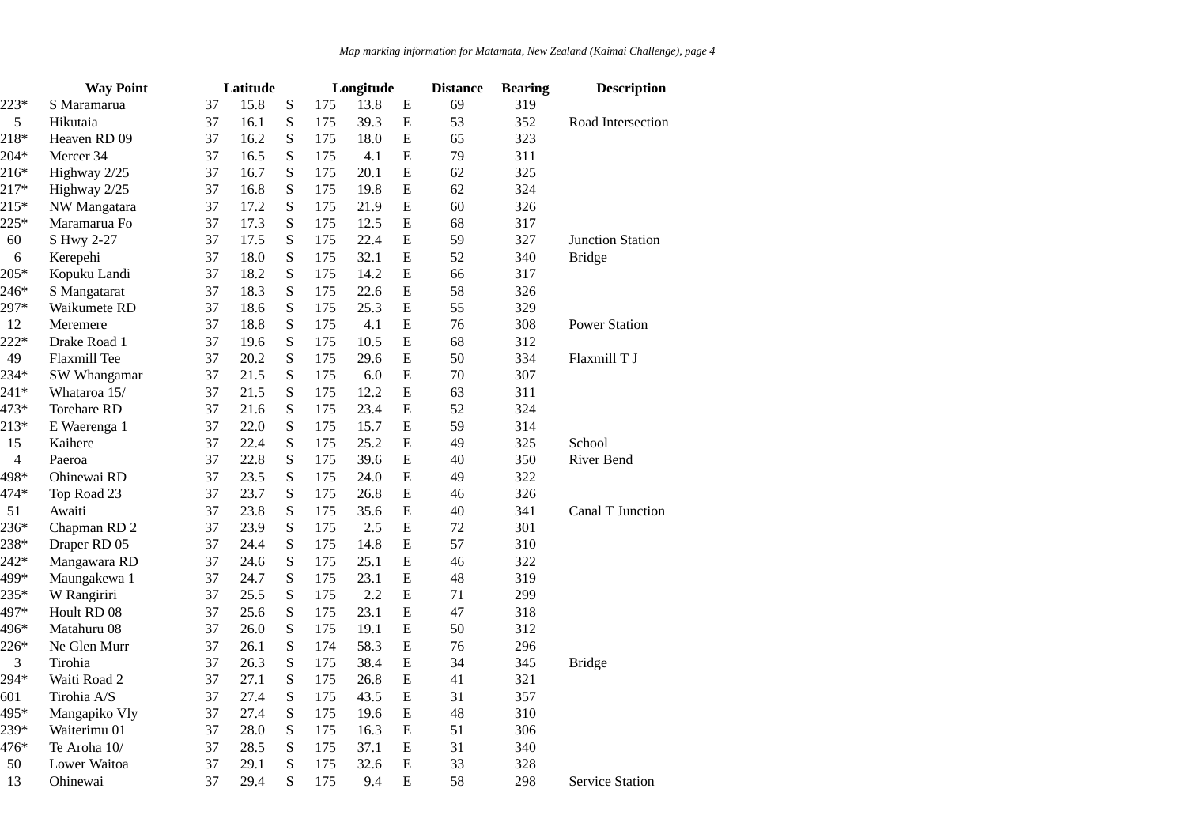| Way Point | | Latitude | | | Longitude | | | Distance | Bearing | Description |
|---|---|---|---|---|---|---|---|---|---|---|
| 223* | S Maramarua | 37 | 15.8 | S | 175 | 13.8 | E | 69 | 319 | |
| 5 | Hikutaia | 37 | 16.1 | S | 175 | 39.3 | E | 53 | 352 | Road Intersection |
| 218* | Heaven RD 09 | 37 | 16.2 | S | 175 | 18.0 | E | 65 | 323 | |
| 204* | Mercer 34 | 37 | 16.5 | S | 175 | 4.1 | E | 79 | 311 | |
| 216* | Highway 2/25 | 37 | 16.7 | S | 175 | 20.1 | E | 62 | 325 | |
| 217* | Highway 2/25 | 37 | 16.8 | S | 175 | 19.8 | E | 62 | 324 | |
| 215* | NW Mangatara | 37 | 17.2 | S | 175 | 21.9 | E | 60 | 326 | |
| 225* | Maramarua Fo | 37 | 17.3 | S | 175 | 12.5 | E | 68 | 317 | |
| 60 | S Hwy 2-27 | 37 | 17.5 | S | 175 | 22.4 | E | 59 | 327 | Junction Station |
| 6 | Kerepehi | 37 | 18.0 | S | 175 | 32.1 | E | 52 | 340 | Bridge |
| 205* | Kopuku Landi | 37 | 18.2 | S | 175 | 14.2 | E | 66 | 317 | |
| 246* | S Mangatarat | 37 | 18.3 | S | 175 | 22.6 | E | 58 | 326 | |
| 297* | Waikumete RD | 37 | 18.6 | S | 175 | 25.3 | E | 55 | 329 | |
| 12 | Meremere | 37 | 18.8 | S | 175 | 4.1 | E | 76 | 308 | Power Station |
| 222* | Drake Road 1 | 37 | 19.6 | S | 175 | 10.5 | E | 68 | 312 | |
| 49 | Flaxmill Tee | 37 | 20.2 | S | 175 | 29.6 | E | 50 | 334 | Flaxmill T J |
| 234* | SW Whangamar | 37 | 21.5 | S | 175 | 6.0 | E | 70 | 307 | |
| 241* | Whataroa 15/ | 37 | 21.5 | S | 175 | 12.2 | E | 63 | 311 | |
| 473* | Torehare RD | 37 | 21.6 | S | 175 | 23.4 | E | 52 | 324 | |
| 213* | E Waerenga 1 | 37 | 22.0 | S | 175 | 15.7 | E | 59 | 314 | |
| 15 | Kaihere | 37 | 22.4 | S | 175 | 25.2 | E | 49 | 325 | School |
| 4 | Paeroa | 37 | 22.8 | S | 175 | 39.6 | E | 40 | 350 | River Bend |
| 498* | Ohinewai RD | 37 | 23.5 | S | 175 | 24.0 | E | 49 | 322 | |
| 474* | Top Road 23 | 37 | 23.7 | S | 175 | 26.8 | E | 46 | 326 | |
| 51 | Awaiti | 37 | 23.8 | S | 175 | 35.6 | E | 40 | 341 | Canal T Junction |
| 236* | Chapman RD 2 | 37 | 23.9 | S | 175 | 2.5 | E | 72 | 301 | |
| 238* | Draper RD 05 | 37 | 24.4 | S | 175 | 14.8 | E | 57 | 310 | |
| 242* | Mangawara RD | 37 | 24.6 | S | 175 | 25.1 | E | 46 | 322 | |
| 499* | Maungakewa 1 | 37 | 24.7 | S | 175 | 23.1 | E | 48 | 319 | |
| 235* | W Rangiriri | 37 | 25.5 | S | 175 | 2.2 | E | 71 | 299 | |
| 497* | Hoult RD 08 | 37 | 25.6 | S | 175 | 23.1 | E | 47 | 318 | |
| 496* | Matahuru 08 | 37 | 26.0 | S | 175 | 19.1 | E | 50 | 312 | |
| 226* | Ne Glen Murr | 37 | 26.1 | S | 174 | 58.3 | E | 76 | 296 | |
| 3 | Tirohia | 37 | 26.3 | S | 175 | 38.4 | E | 34 | 345 | Bridge |
| 294* | Waiti Road 2 | 37 | 27.1 | S | 175 | 26.8 | E | 41 | 321 | |
| 601 | Tirohia A/S | 37 | 27.4 | S | 175 | 43.5 | E | 31 | 357 | |
| 495* | Mangapiko Vly | 37 | 27.4 | S | 175 | 19.6 | E | 48 | 310 | |
| 239* | Waiterimu 01 | 37 | 28.0 | S | 175 | 16.3 | E | 51 | 306 | |
| 476* | Te Aroha 10/ | 37 | 28.5 | S | 175 | 37.1 | E | 31 | 340 | |
| 50 | Lower Waitoa | 37 | 29.1 | S | 175 | 32.6 | E | 33 | 328 | |
| 13 | Ohinewai | 37 | 29.4 | S | 175 | 9.4 | E | 58 | 298 | Service Station |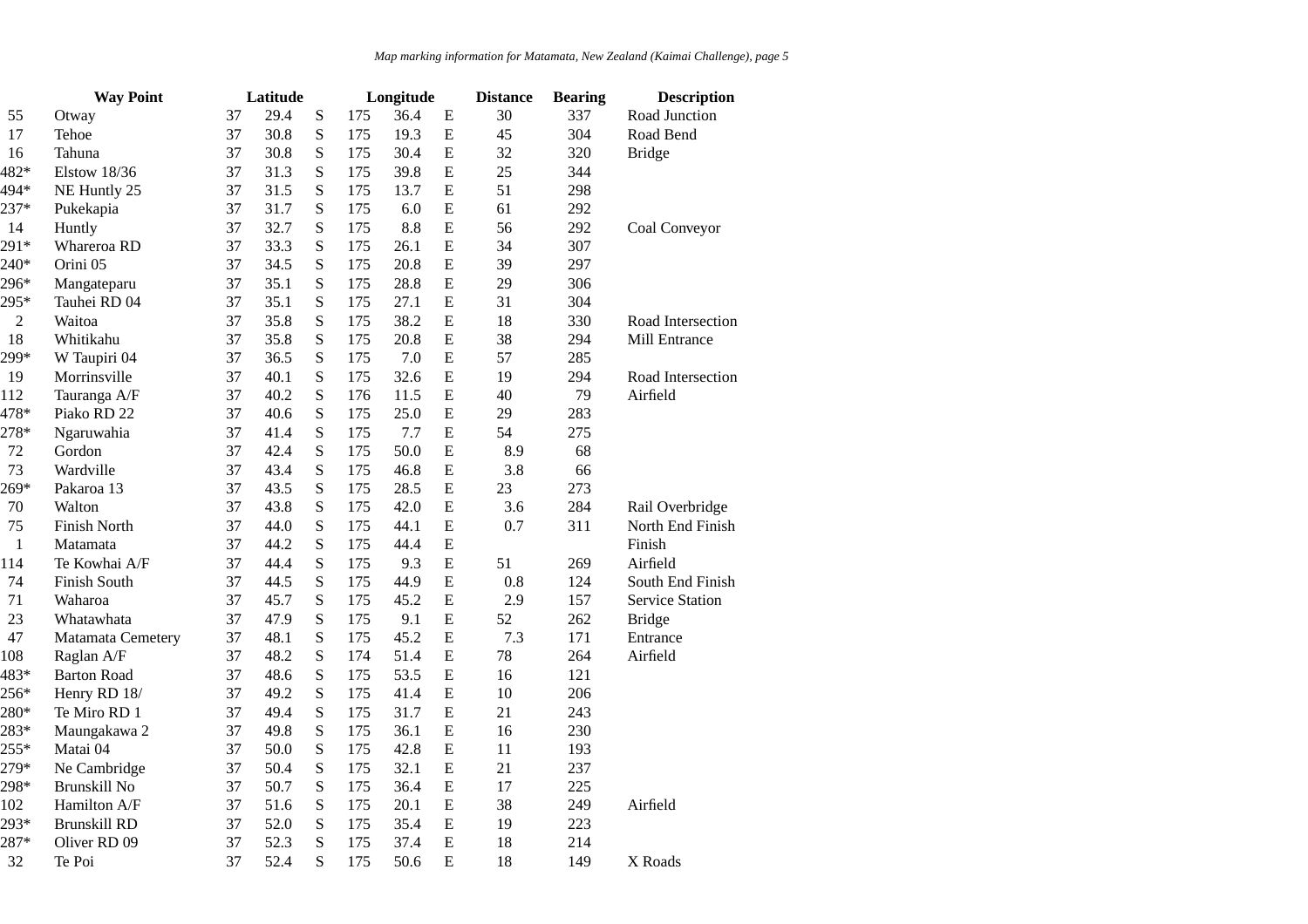| | Way Point | Latitude | | | Longitude | | | Distance | Bearing | Description |
|---|---|---|---|---|---|---|---|---|---|---|
| 55 | Otway | 37 | 29.4 | S | 175 | 36.4 | E | 30 | 337 | Road Junction |
| 17 | Tehoe | 37 | 30.8 | S | 175 | 19.3 | E | 45 | 304 | Road Bend |
| 16 | Tahuna | 37 | 30.8 | S | 175 | 30.4 | E | 32 | 320 | Bridge |
| 482* | Elstow 18/36 | 37 | 31.3 | S | 175 | 39.8 | E | 25 | 344 | |
| 494* | NE Huntly 25 | 37 | 31.5 | S | 175 | 13.7 | E | 51 | 298 | |
| 237* | Pukekapia | 37 | 31.7 | S | 175 | 6.0 | E | 61 | 292 | |
| 14 | Huntly | 37 | 32.7 | S | 175 | 8.8 | E | 56 | 292 | Coal Conveyor |
| 291* | Whareroa RD | 37 | 33.3 | S | 175 | 26.1 | E | 34 | 307 | |
| 240* | Orini 05 | 37 | 34.5 | S | 175 | 20.8 | E | 39 | 297 | |
| 296* | Mangateparu | 37 | 35.1 | S | 175 | 28.8 | E | 29 | 306 | |
| 295* | Tauhei RD 04 | 37 | 35.1 | S | 175 | 27.1 | E | 31 | 304 | |
| 2 | Waitoa | 37 | 35.8 | S | 175 | 38.2 | E | 18 | 330 | Road Intersection |
| 18 | Whitikahu | 37 | 35.8 | S | 175 | 20.8 | E | 38 | 294 | Mill Entrance |
| 299* | W Taupiri 04 | 37 | 36.5 | S | 175 | 7.0 | E | 57 | 285 | |
| 19 | Morrinsville | 37 | 40.1 | S | 175 | 32.6 | E | 19 | 294 | Road Intersection |
| 112 | Tauranga A/F | 37 | 40.2 | S | 176 | 11.5 | E | 40 | 79 | Airfield |
| 478* | Piako RD 22 | 37 | 40.6 | S | 175 | 25.0 | E | 29 | 283 | |
| 278* | Ngaruwahia | 37 | 41.4 | S | 175 | 7.7 | E | 54 | 275 | |
| 72 | Gordon | 37 | 42.4 | S | 175 | 50.0 | E | 8.9 | 68 | |
| 73 | Wardville | 37 | 43.4 | S | 175 | 46.8 | E | 3.8 | 66 | |
| 269* | Pakaroa 13 | 37 | 43.5 | S | 175 | 28.5 | E | 23 | 273 | |
| 70 | Walton | 37 | 43.8 | S | 175 | 42.0 | E | 3.6 | 284 | Rail Overbridge |
| 75 | Finish North | 37 | 44.0 | S | 175 | 44.1 | E | 0.7 | 311 | North End Finish |
| 1 | Matamata | 37 | 44.2 | S | 175 | 44.4 | E | | | Finish |
| 114 | Te Kowhai A/F | 37 | 44.4 | S | 175 | 9.3 | E | 51 | 269 | Airfield |
| 74 | Finish South | 37 | 44.5 | S | 175 | 44.9 | E | 0.8 | 124 | South End Finish |
| 71 | Waharoa | 37 | 45.7 | S | 175 | 45.2 | E | 2.9 | 157 | Service Station |
| 23 | Whatawhata | 37 | 47.9 | S | 175 | 9.1 | E | 52 | 262 | Bridge |
| 47 | Matamata Cemetery | 37 | 48.1 | S | 175 | 45.2 | E | 7.3 | 171 | Entrance |
| 108 | Raglan A/F | 37 | 48.2 | S | 174 | 51.4 | E | 78 | 264 | Airfield |
| 483* | Barton Road | 37 | 48.6 | S | 175 | 53.5 | E | 16 | 121 | |
| 256* | Henry RD 18/ | 37 | 49.2 | S | 175 | 41.4 | E | 10 | 206 | |
| 280* | Te Miro RD 1 | 37 | 49.4 | S | 175 | 31.7 | E | 21 | 243 | |
| 283* | Maungakawa 2 | 37 | 49.8 | S | 175 | 36.1 | E | 16 | 230 | |
| 255* | Matai 04 | 37 | 50.0 | S | 175 | 42.8 | E | 11 | 193 | |
| 279* | Ne Cambridge | 37 | 50.4 | S | 175 | 32.1 | E | 21 | 237 | |
| 298* | Brunskill No | 37 | 50.7 | S | 175 | 36.4 | E | 17 | 225 | |
| 102 | Hamilton A/F | 37 | 51.6 | S | 175 | 20.1 | E | 38 | 249 | Airfield |
| 293* | Brunskill RD | 37 | 52.0 | S | 175 | 35.4 | E | 19 | 223 | |
| 287* | Oliver RD 09 | 37 | 52.3 | S | 175 | 37.4 | E | 18 | 214 | |
| 32 | Te Poi | 37 | 52.4 | S | 175 | 50.6 | E | 18 | 149 | X Roads |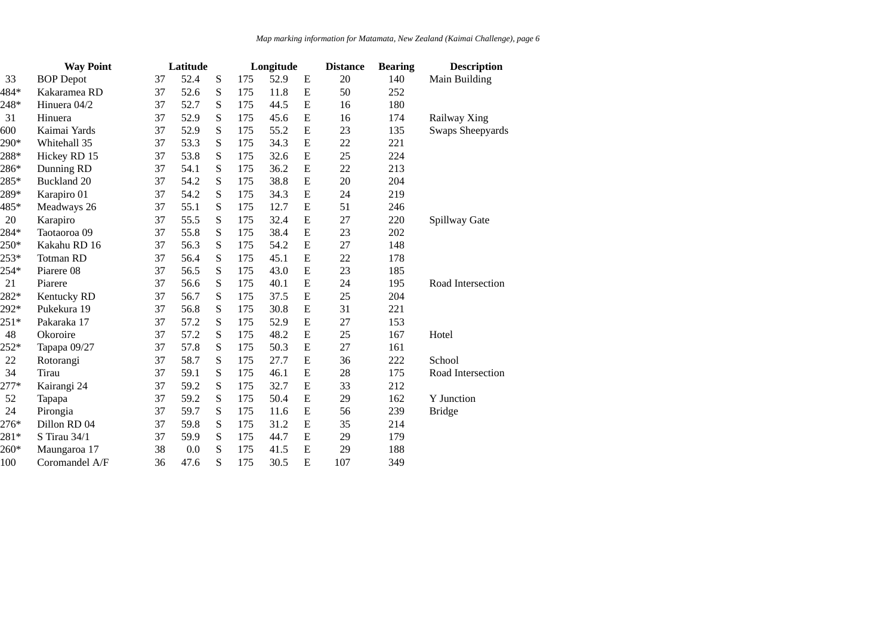| Way Point | | Latitude | | | Longitude | | | Distance | Bearing | Description |
|---|---|---|---|---|---|---|---|---|---|---|
| 33 | BOP Depot | 37 | 52.4 | S | 175 | 52.9 | E | 20 | 140 | Main Building |
| 484* | Kakaramea RD | 37 | 52.6 | S | 175 | 11.8 | E | 50 | 252 | |
| 248* | Hinuera 04/2 | 37 | 52.7 | S | 175 | 44.5 | E | 16 | 180 | |
| 31 | Hinuera | 37 | 52.9 | S | 175 | 45.6 | E | 16 | 174 | Railway Xing |
| 600 | Kaimai Yards | 37 | 52.9 | S | 175 | 55.2 | E | 23 | 135 | Swaps Sheepyards |
| 290* | Whitehall 35 | 37 | 53.3 | S | 175 | 34.3 | E | 22 | 221 | |
| 288* | Hickey RD 15 | 37 | 53.8 | S | 175 | 32.6 | E | 25 | 224 | |
| 286* | Dunning RD | 37 | 54.1 | S | 175 | 36.2 | E | 22 | 213 | |
| 285* | Buckland 20 | 37 | 54.2 | S | 175 | 38.8 | E | 20 | 204 | |
| 289* | Karapiro 01 | 37 | 54.2 | S | 175 | 34.3 | E | 24 | 219 | |
| 485* | Meadways 26 | 37 | 55.1 | S | 175 | 12.7 | E | 51 | 246 | |
| 20 | Karapiro | 37 | 55.5 | S | 175 | 32.4 | E | 27 | 220 | Spillway Gate |
| 284* | Taotaoroa 09 | 37 | 55.8 | S | 175 | 38.4 | E | 23 | 202 | |
| 250* | Kakahu RD 16 | 37 | 56.3 | S | 175 | 54.2 | E | 27 | 148 | |
| 253* | Totman RD | 37 | 56.4 | S | 175 | 45.1 | E | 22 | 178 | |
| 254* | Piarere 08 | 37 | 56.5 | S | 175 | 43.0 | E | 23 | 185 | |
| 21 | Piarere | 37 | 56.6 | S | 175 | 40.1 | E | 24 | 195 | Road Intersection |
| 282* | Kentucky RD | 37 | 56.7 | S | 175 | 37.5 | E | 25 | 204 | |
| 292* | Pukekura 19 | 37 | 56.8 | S | 175 | 30.8 | E | 31 | 221 | |
| 251* | Pakaraka 17 | 37 | 57.2 | S | 175 | 52.9 | E | 27 | 153 | |
| 48 | Okoroire | 37 | 57.2 | S | 175 | 48.2 | E | 25 | 167 | Hotel |
| 252* | Tapapa 09/27 | 37 | 57.8 | S | 175 | 50.3 | E | 27 | 161 | |
| 22 | Rotorangi | 37 | 58.7 | S | 175 | 27.7 | E | 36 | 222 | School |
| 34 | Tirau | 37 | 59.1 | S | 175 | 46.1 | E | 28 | 175 | Road Intersection |
| 277* | Kairangi 24 | 37 | 59.2 | S | 175 | 32.7 | E | 33 | 212 | |
| 52 | Tapapa | 37 | 59.2 | S | 175 | 50.4 | E | 29 | 162 | Y Junction |
| 24 | Pirongia | 37 | 59.7 | S | 175 | 11.6 | E | 56 | 239 | Bridge |
| 276* | Dillon RD 04 | 37 | 59.8 | S | 175 | 31.2 | E | 35 | 214 | |
| 281* | S Tirau 34/1 | 37 | 59.9 | S | 175 | 44.7 | E | 29 | 179 | |
| 260* | Maungaroa 17 | 38 | 0.0 | S | 175 | 41.5 | E | 29 | 188 | |
| 100 | Coromandel A/F | 36 | 47.6 | S | 175 | 30.5 | E | 107 | 349 | |